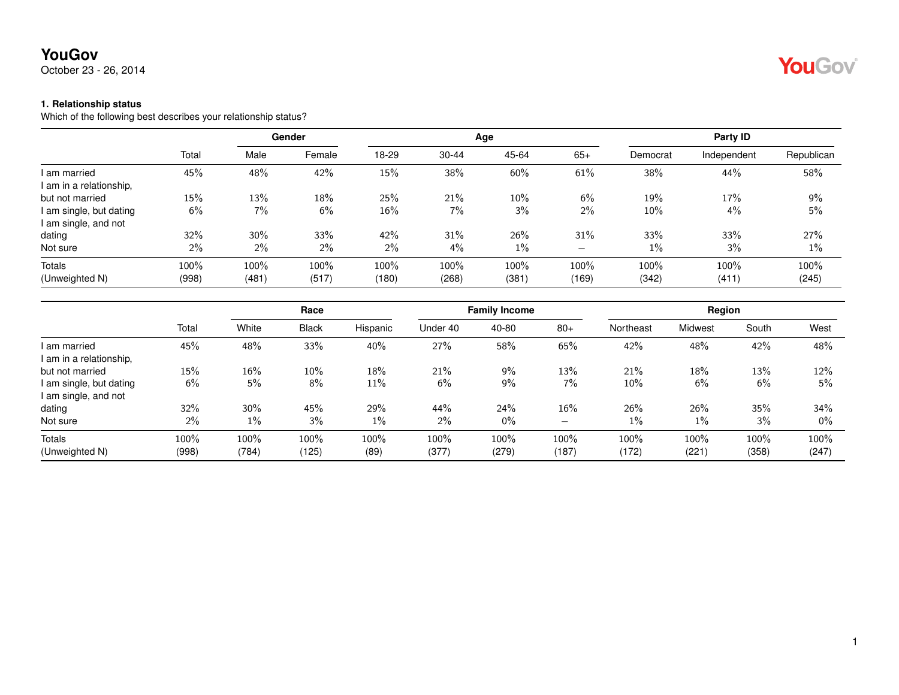# YouGov

October 23 - 26, 2014

### 1. Relationship status

Which of the following best describes your relationship status?

| | Total | Gender | | Age | | | | Party ID | | |
|---|---|---|---|---|---|---|---|---|---|---|
| | | Male | Female | 18-29 | 30-44 | 45-64 | 65+ | Democrat | Independent | Republican |
| I am married | 45% | 48% | 42% | 15% | 38% | 60% | 61% | 38% | 44% | 58% |
| I am in a relationship, but not married | 15% | 13% | 18% | 25% | 21% | 10% | 6% | 19% | 17% | 9% |
| I am single, but dating | 6% | 7% | 6% | 16% | 7% | 3% | 2% | 10% | 4% | 5% |
| I am single, and not dating | 32% | 30% | 33% | 42% | 31% | 26% | 31% | 33% | 33% | 27% |
| Not sure | 2% | 2% | 2% | 2% | 4% | 1% | – | 1% | 3% | 1% |
| Totals | 100% | 100% | 100% | 100% | 100% | 100% | 100% | 100% | 100% | 100% |
| (Unweighted N) | (998) | (481) | (517) | (180) | (268) | (381) | (169) | (342) | (411) | (245) |

| | Total | Race | | | Family Income | | | Region | | | |
|---|---|---|---|---|---|---|---|---|---|---|---|
| | | White | Black | Hispanic | Under 40 | 40-80 | 80+ | Northeast | Midwest | South | West |
| I am married | 45% | 48% | 33% | 40% | 27% | 58% | 65% | 42% | 48% | 42% | 48% |
| I am in a relationship, but not married | 15% | 16% | 10% | 18% | 21% | 9% | 13% | 21% | 18% | 13% | 12% |
| I am single, but dating | 6% | 5% | 8% | 11% | 6% | 9% | 7% | 10% | 6% | 6% | 5% |
| I am single, and not dating | 32% | 30% | 45% | 29% | 44% | 24% | 16% | 26% | 26% | 35% | 34% |
| Not sure | 2% | 1% | 3% | 1% | 2% | 0% | – | 1% | 1% | 3% | 0% |
| Totals | 100% | 100% | 100% | 100% | 100% | 100% | 100% | 100% | 100% | 100% | 100% |
| (Unweighted N) | (998) | (784) | (125) | (89) | (377) | (279) | (187) | (172) | (221) | (358) | (247) |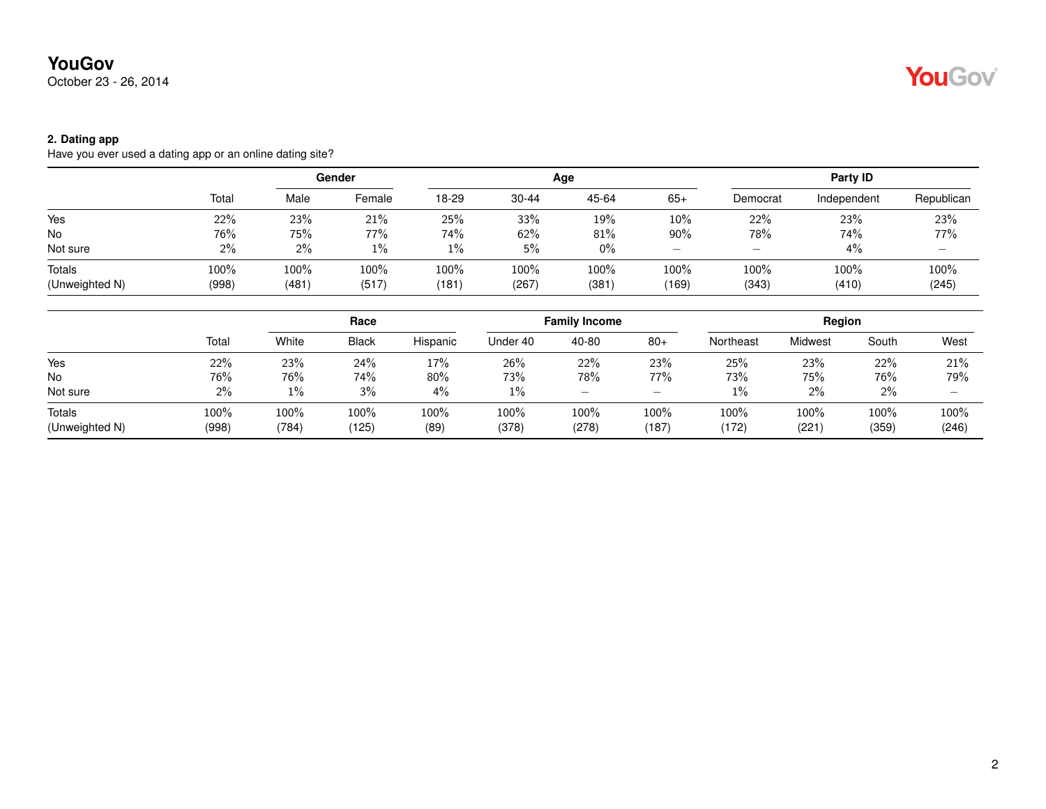**YouGov**
October 23 - 26, 2014

**2. Dating app**
Have you ever used a dating app or an online dating site?

| | Total | Gender | | Age | | | | Party ID | | |
|---|---|---|---|---|---|---|---|---|---|---|
| | | Male | Female | 18-29 | 30-44 | 45-64 | 65+ | Democrat | Independent | Republican |
| Yes | 22% | 23% | 21% | 25% | 33% | 19% | 10% | 22% | 23% | 23% |
| No | 76% | 75% | 77% | 74% | 62% | 81% | 90% | 78% | 74% | 77% |
| Not sure | 2% | 2% | 1% | 1% | 5% | 0% | – | – | 4% | – |
| Totals | 100% | 100% | 100% | 100% | 100% | 100% | 100% | 100% | 100% | 100% |
| (Unweighted N) | (998) | (481) | (517) | (181) | (267) | (381) | (169) | (343) | (410) | (245) |

| | Total | Race | | | Family Income | | | Region | | | |
|---|---|---|---|---|---|---|---|---|---|---|---|
| | | White | Black | Hispanic | Under 40 | 40-80 | 80+ | Northeast | Midwest | South | West |
| Yes | 22% | 23% | 24% | 17% | 26% | 22% | 23% | 25% | 23% | 22% | 21% |
| No | 76% | 76% | 74% | 80% | 73% | 78% | 77% | 73% | 75% | 76% | 79% |
| Not sure | 2% | 1% | 3% | 4% | 1% | – | – | 1% | 2% | 2% | – |
| Totals | 100% | 100% | 100% | 100% | 100% | 100% | 100% | 100% | 100% | 100% | 100% |
| (Unweighted N) | (998) | (784) | (125) | (89) | (378) | (278) | (187) | (172) | (221) | (359) | (246) |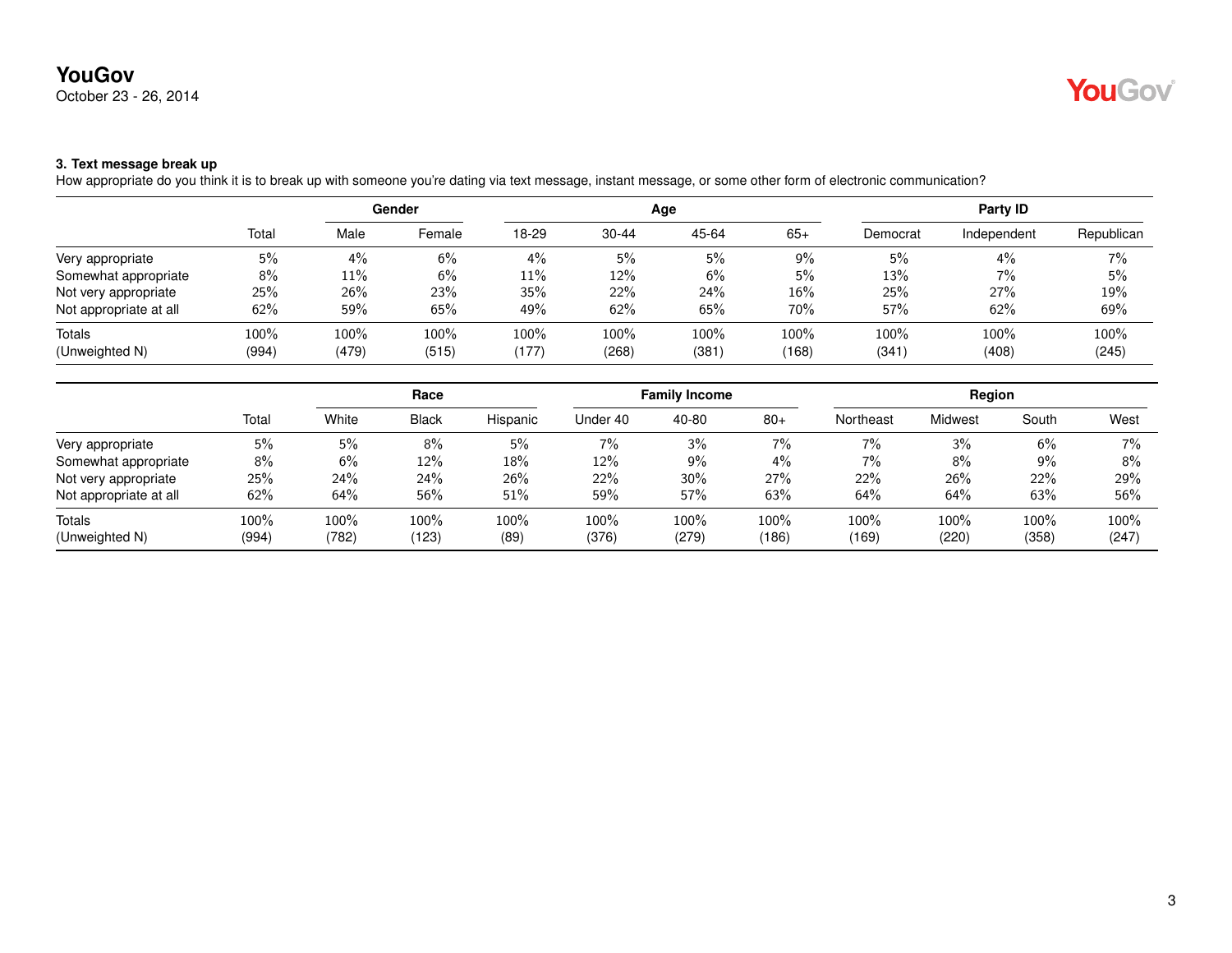### 3. Text message break up

How appropriate do you think it is to break up with someone you're dating via text message, instant message, or some other form of electronic communication?

| | Total | Gender | | Age | | | | Party ID | | |
|---|---|---|---|---|---|---|---|---|---|---|
| | | Male | Female | 18-29 | 30-44 | 45-64 | 65+ | Democrat | Independent | Republican |
| Very appropriate | 5% | 4% | 6% | 4% | 5% | 5% | 9% | 5% | 4% | 7% |
| Somewhat appropriate | 8% | 11% | 6% | 11% | 12% | 6% | 5% | 13% | 7% | 5% |
| Not very appropriate | 25% | 26% | 23% | 35% | 22% | 24% | 16% | 25% | 27% | 19% |
| Not appropriate at all | 62% | 59% | 65% | 49% | 62% | 65% | 70% | 57% | 62% | 69% |
| Totals | 100% | 100% | 100% | 100% | 100% | 100% | 100% | 100% | 100% | 100% |
| (Unweighted N) | (994) | (479) | (515) | (177) | (268) | (381) | (168) | (341) | (408) | (245) |

| | Total | Race | | | Family Income | | | Region | | | |
|---|---|---|---|---|---|---|---|---|---|---|---|
| | | White | Black | Hispanic | Under 40 | 40-80 | 80+ | Northeast | Midwest | South | West |
| Very appropriate | 5% | 5% | 8% | 5% | 7% | 3% | 7% | 7% | 3% | 6% | 7% |
| Somewhat appropriate | 8% | 6% | 12% | 18% | 12% | 9% | 4% | 7% | 8% | 9% | 8% |
| Not very appropriate | 25% | 24% | 24% | 26% | 22% | 30% | 27% | 22% | 26% | 22% | 29% |
| Not appropriate at all | 62% | 64% | 56% | 51% | 59% | 57% | 63% | 64% | 64% | 63% | 56% |
| Totals | 100% | 100% | 100% | 100% | 100% | 100% | 100% | 100% | 100% | 100% | 100% |
| (Unweighted N) | (994) | (782) | (123) | (89) | (376) | (279) | (186) | (169) | (220) | (358) | (247) |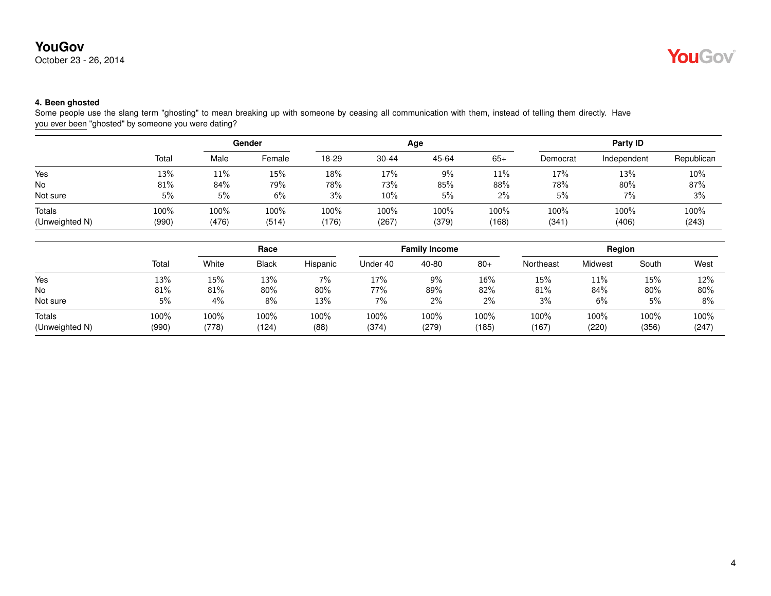**4. Been ghosted**

Some people use the slang term "ghosting" to mean breaking up with someone by ceasing all communication with them, instead of telling them directly. Have you ever been "ghosted" by someone you were dating?

| | | Gender | | Age | | | | Party ID | | |
|---|---|---|---|---|---|---|---|---|---|---|
| | Total | Male | Female | 18-29 | 30-44 | 45-64 | 65+ | Democrat | Independent | Republican |
| Yes | 13% | 11% | 15% | 18% | 17% | 9% | 11% | 17% | 13% | 10% |
| No | 81% | 84% | 79% | 78% | 73% | 85% | 88% | 78% | 80% | 87% |
| Not sure | 5% | 5% | 6% | 3% | 10% | 5% | 2% | 5% | 7% | 3% |
| Totals | 100% | 100% | 100% | 100% | 100% | 100% | 100% | 100% | 100% | 100% |
| (Unweighted N) | (990) | (476) | (514) | (176) | (267) | (379) | (168) | (341) | (406) | (243) |

| | | Race | | | Family Income | | | Region | | | |
|---|---|---|---|---|---|---|---|---|---|---|---|
| | Total | White | Black | Hispanic | Under 40 | 40-80 | 80+ | Northeast | Midwest | South | West |
| Yes | 13% | 15% | 13% | 7% | 17% | 9% | 16% | 15% | 11% | 15% | 12% |
| No | 81% | 81% | 80% | 80% | 77% | 89% | 82% | 81% | 84% | 80% | 80% |
| Not sure | 5% | 4% | 8% | 13% | 7% | 2% | 2% | 3% | 6% | 5% | 8% |
| Totals | 100% | 100% | 100% | 100% | 100% | 100% | 100% | 100% | 100% | 100% | 100% |
| (Unweighted N) | (990) | (778) | (124) | (88) | (374) | (279) | (185) | (167) | (220) | (356) | (247) |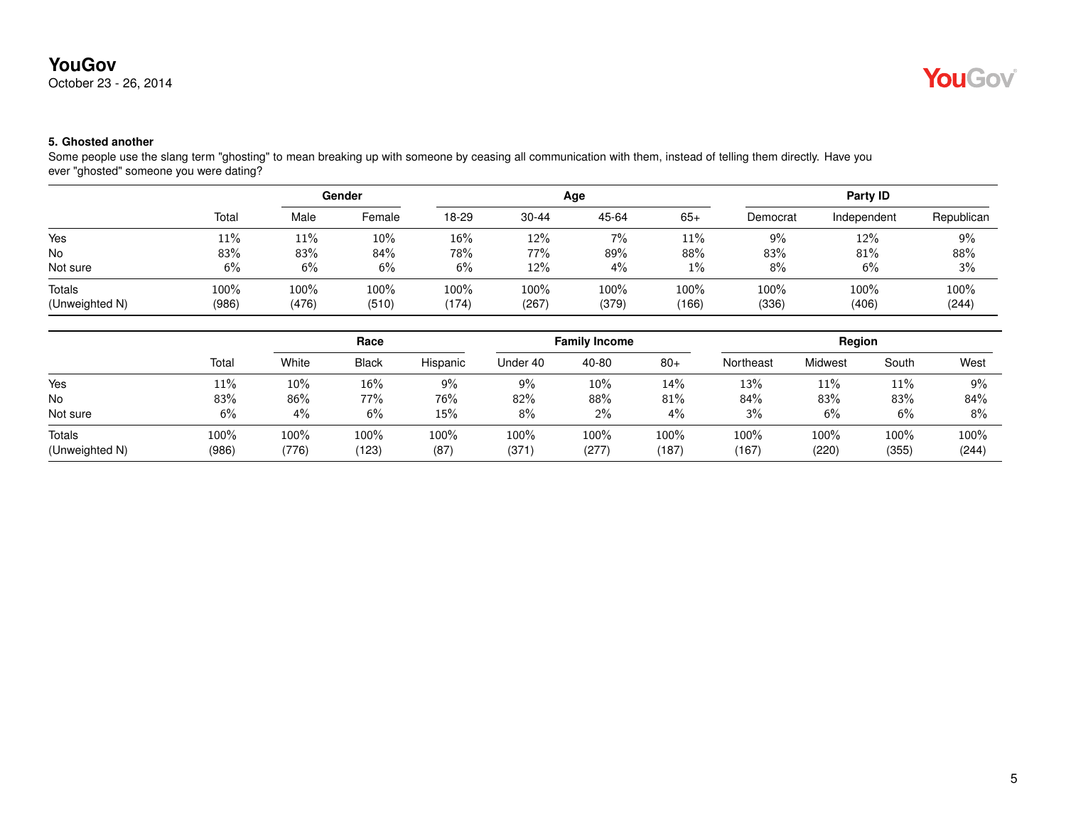**YouGov**
October 23 - 26, 2014

### 5. Ghosted another

Some people use the slang term "ghosting" to mean breaking up with someone by ceasing all communication with them, instead of telling them directly. Have you ever "ghosted" someone you were dating?

| | | Gender | | Age | | | | Party ID | | |
|---|---|---|---|---|---|---|---|---|---|---|
| | Total | Male | Female | 18-29 | 30-44 | 45-64 | 65+ | Democrat | Independent | Republican |
| Yes | 11% | 11% | 10% | 16% | 12% | 7% | 11% | 9% | 12% | 9% |
| No | 83% | 83% | 84% | 78% | 77% | 89% | 88% | 83% | 81% | 88% |
| Not sure | 6% | 6% | 6% | 6% | 12% | 4% | 1% | 8% | 6% | 3% |
| Totals | 100% | 100% | 100% | 100% | 100% | 100% | 100% | 100% | 100% | 100% |
| (Unweighted N) | (986) | (476) | (510) | (174) | (267) | (379) | (166) | (336) | (406) | (244) |

| | | Race | | | Family Income | | | Region | | | |
|---|---|---|---|---|---|---|---|---|---|---|---|
| | Total | White | Black | Hispanic | Under 40 | 40-80 | 80+ | Northeast | Midwest | South | West |
| Yes | 11% | 10% | 16% | 9% | 9% | 10% | 14% | 13% | 11% | 11% | 9% |
| No | 83% | 86% | 77% | 76% | 82% | 88% | 81% | 84% | 83% | 83% | 84% |
| Not sure | 6% | 4% | 6% | 15% | 8% | 2% | 4% | 3% | 6% | 6% | 8% |
| Totals | 100% | 100% | 100% | 100% | 100% | 100% | 100% | 100% | 100% | 100% | 100% |
| (Unweighted N) | (986) | (776) | (123) | (87) | (371) | (277) | (187) | (167) | (220) | (355) | (244) |